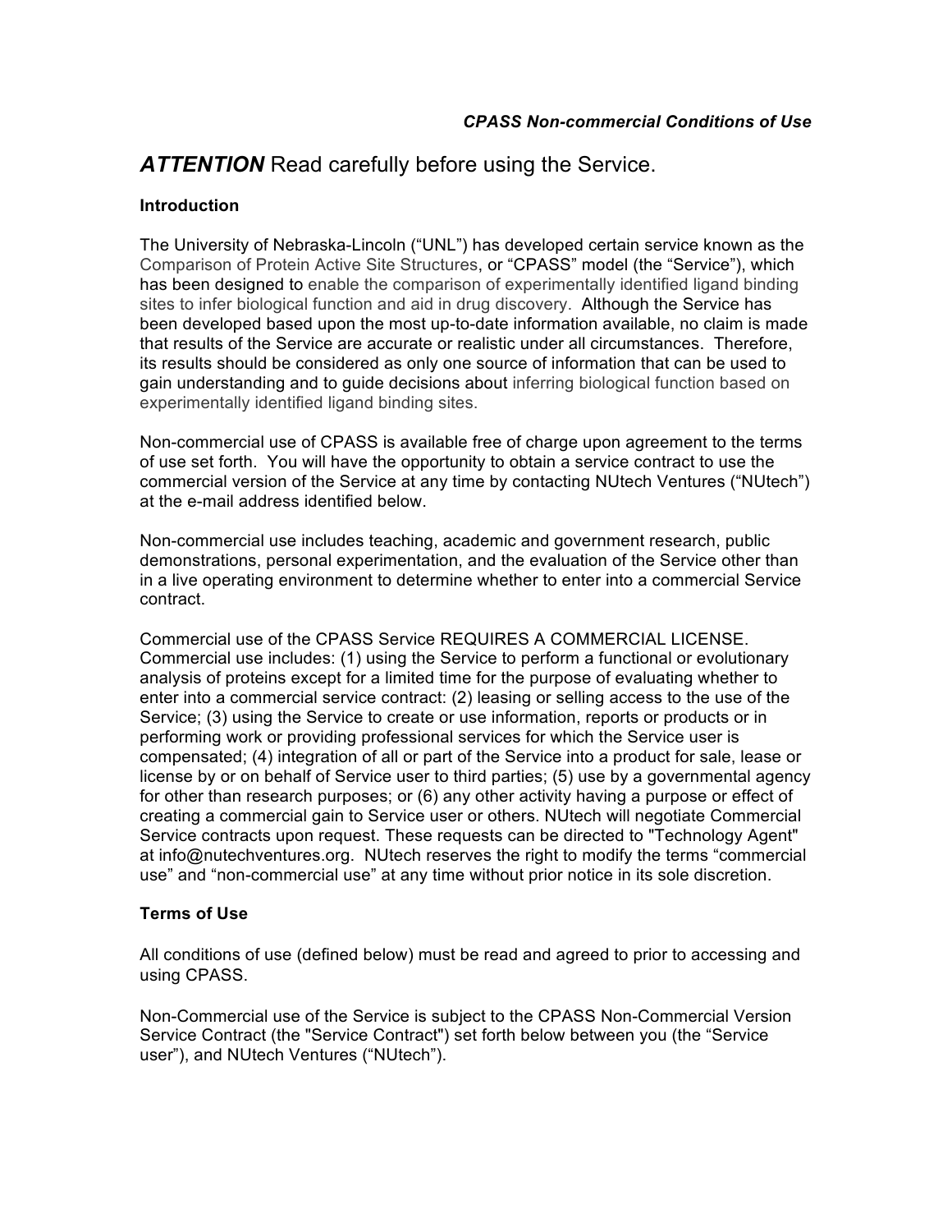*CPASS Non-commercial Conditions of Use*

# ***ATTENTION*** Read carefully before using the Service.

**Introduction**

The University of Nebraska-Lincoln ("UNL") has developed certain service known as the Comparison of Protein Active Site Structures, or "CPASS" model (the "Service"), which has been designed to enable the comparison of experimentally identified ligand binding sites to infer biological function and aid in drug discovery. Although the Service has been developed based upon the most up-to-date information available, no claim is made that results of the Service are accurate or realistic under all circumstances. Therefore, its results should be considered as only one source of information that can be used to gain understanding and to guide decisions about inferring biological function based on experimentally identified ligand binding sites.

Non-commercial use of CPASS is available free of charge upon agreement to the terms of use set forth. You will have the opportunity to obtain a service contract to use the commercial version of the Service at any time by contacting NUtech Ventures ("NUtech") at the e-mail address identified below.

Non-commercial use includes teaching, academic and government research, public demonstrations, personal experimentation, and the evaluation of the Service other than in a live operating environment to determine whether to enter into a commercial Service contract.

Commercial use of the CPASS Service REQUIRES A COMMERCIAL LICENSE. Commercial use includes: (1) using the Service to perform a functional or evolutionary analysis of proteins except for a limited time for the purpose of evaluating whether to enter into a commercial service contract: (2) leasing or selling access to the use of the Service; (3) using the Service to create or use information, reports or products or in performing work or providing professional services for which the Service user is compensated; (4) integration of all or part of the Service into a product for sale, lease or license by or on behalf of Service user to third parties; (5) use by a governmental agency for other than research purposes; or (6) any other activity having a purpose or effect of creating a commercial gain to Service user or others. NUtech will negotiate Commercial Service contracts upon request. These requests can be directed to "Technology Agent" at info@nutechventures.org. NUtech reserves the right to modify the terms "commercial use" and "non-commercial use" at any time without prior notice in its sole discretion.

**Terms of Use**

All conditions of use (defined below) must be read and agreed to prior to accessing and using CPASS.

Non-Commercial use of the Service is subject to the CPASS Non-Commercial Version Service Contract (the "Service Contract") set forth below between you (the "Service user"), and NUtech Ventures ("NUtech").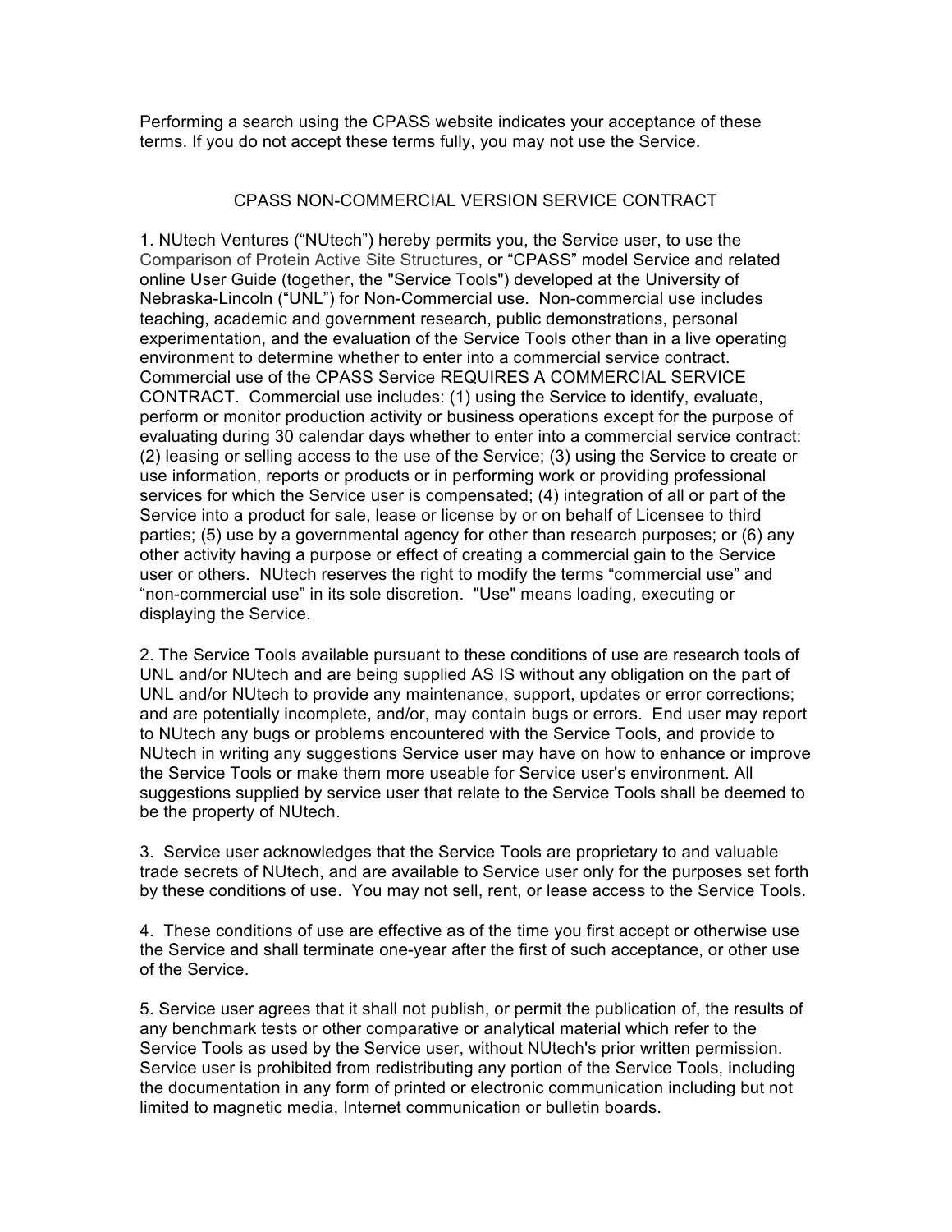Performing a search using the CPASS website indicates your acceptance of these terms. If you do not accept these terms fully, you may not use the Service.

## CPASS NON-COMMERCIAL VERSION SERVICE CONTRACT

1. NUtech Ventures ("NUtech") hereby permits you, the Service user, to use the Comparison of Protein Active Site Structures, or "CPASS" model Service and related online User Guide (together, the "Service Tools") developed at the University of Nebraska-Lincoln ("UNL") for Non-Commercial use. Non-commercial use includes teaching, academic and government research, public demonstrations, personal experimentation, and the evaluation of the Service Tools other than in a live operating environment to determine whether to enter into a commercial service contract. Commercial use of the CPASS Service REQUIRES A COMMERCIAL SERVICE CONTRACT. Commercial use includes: (1) using the Service to identify, evaluate, perform or monitor production activity or business operations except for the purpose of evaluating during 30 calendar days whether to enter into a commercial service contract: (2) leasing or selling access to the use of the Service; (3) using the Service to create or use information, reports or products or in performing work or providing professional services for which the Service user is compensated; (4) integration of all or part of the Service into a product for sale, lease or license by or on behalf of Licensee to third parties; (5) use by a governmental agency for other than research purposes; or (6) any other activity having a purpose or effect of creating a commercial gain to the Service user or others. NUtech reserves the right to modify the terms "commercial use" and "non-commercial use" in its sole discretion. "Use" means loading, executing or displaying the Service.

2. The Service Tools available pursuant to these conditions of use are research tools of UNL and/or NUtech and are being supplied AS IS without any obligation on the part of UNL and/or NUtech to provide any maintenance, support, updates or error corrections; and are potentially incomplete, and/or, may contain bugs or errors. End user may report to NUtech any bugs or problems encountered with the Service Tools, and provide to NUtech in writing any suggestions Service user may have on how to enhance or improve the Service Tools or make them more useable for Service user's environment. All suggestions supplied by service user that relate to the Service Tools shall be deemed to be the property of NUtech.

3. Service user acknowledges that the Service Tools are proprietary to and valuable trade secrets of NUtech, and are available to Service user only for the purposes set forth by these conditions of use. You may not sell, rent, or lease access to the Service Tools.

4. These conditions of use are effective as of the time you first accept or otherwise use the Service and shall terminate one-year after the first of such acceptance, or other use of the Service.

5. Service user agrees that it shall not publish, or permit the publication of, the results of any benchmark tests or other comparative or analytical material which refer to the Service Tools as used by the Service user, without NUtech's prior written permission. Service user is prohibited from redistributing any portion of the Service Tools, including the documentation in any form of printed or electronic communication including but not limited to magnetic media, Internet communication or bulletin boards.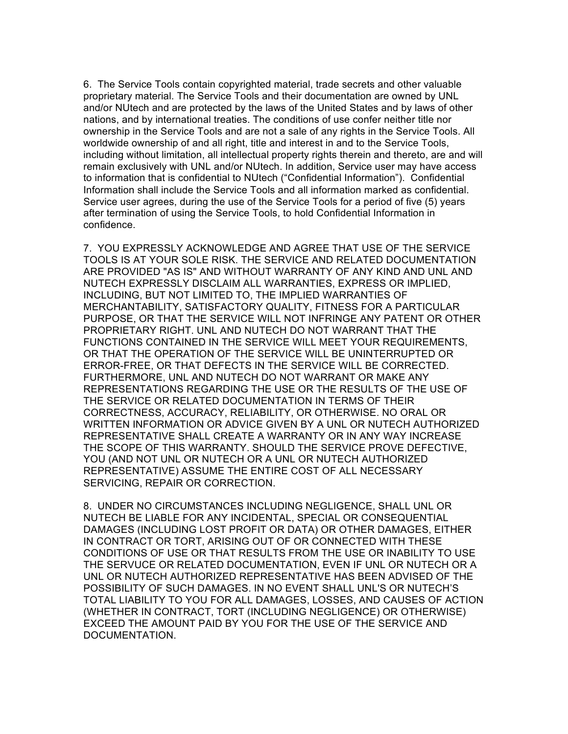6. The Service Tools contain copyrighted material, trade secrets and other valuable proprietary material. The Service Tools and their documentation are owned by UNL and/or NUtech and are protected by the laws of the United States and by laws of other nations, and by international treaties. The conditions of use confer neither title nor ownership in the Service Tools and are not a sale of any rights in the Service Tools. All worldwide ownership of and all right, title and interest in and to the Service Tools, including without limitation, all intellectual property rights therein and thereto, are and will remain exclusively with UNL and/or NUtech. In addition, Service user may have access to information that is confidential to NUtech ("Confidential Information"). Confidential Information shall include the Service Tools and all information marked as confidential. Service user agrees, during the use of the Service Tools for a period of five (5) years after termination of using the Service Tools, to hold Confidential Information in confidence.

7. YOU EXPRESSLY ACKNOWLEDGE AND AGREE THAT USE OF THE SERVICE TOOLS IS AT YOUR SOLE RISK. THE SERVICE AND RELATED DOCUMENTATION ARE PROVIDED "AS IS" AND WITHOUT WARRANTY OF ANY KIND AND UNL AND NUTECH EXPRESSLY DISCLAIM ALL WARRANTIES, EXPRESS OR IMPLIED, INCLUDING, BUT NOT LIMITED TO, THE IMPLIED WARRANTIES OF MERCHANTABILITY, SATISFACTORY QUALITY, FITNESS FOR A PARTICULAR PURPOSE, OR THAT THE SERVICE WILL NOT INFRINGE ANY PATENT OR OTHER PROPRIETARY RIGHT. UNL AND NUTECH DO NOT WARRANT THAT THE FUNCTIONS CONTAINED IN THE SERVICE WILL MEET YOUR REQUIREMENTS, OR THAT THE OPERATION OF THE SERVICE WILL BE UNINTERRUPTED OR ERROR-FREE, OR THAT DEFECTS IN THE SERVICE WILL BE CORRECTED. FURTHERMORE, UNL AND NUTECH DO NOT WARRANT OR MAKE ANY REPRESENTATIONS REGARDING THE USE OR THE RESULTS OF THE USE OF THE SERVICE OR RELATED DOCUMENTATION IN TERMS OF THEIR CORRECTNESS, ACCURACY, RELIABILITY, OR OTHERWISE. NO ORAL OR WRITTEN INFORMATION OR ADVICE GIVEN BY A UNL OR NUTECH AUTHORIZED REPRESENTATIVE SHALL CREATE A WARRANTY OR IN ANY WAY INCREASE THE SCOPE OF THIS WARRANTY. SHOULD THE SERVICE PROVE DEFECTIVE, YOU (AND NOT UNL OR NUTECH OR A UNL OR NUTECH AUTHORIZED REPRESENTATIVE) ASSUME THE ENTIRE COST OF ALL NECESSARY SERVICING, REPAIR OR CORRECTION.

8. UNDER NO CIRCUMSTANCES INCLUDING NEGLIGENCE, SHALL UNL OR NUTECH BE LIABLE FOR ANY INCIDENTAL, SPECIAL OR CONSEQUENTIAL DAMAGES (INCLUDING LOST PROFIT OR DATA) OR OTHER DAMAGES, EITHER IN CONTRACT OR TORT, ARISING OUT OF OR CONNECTED WITH THESE CONDITIONS OF USE OR THAT RESULTS FROM THE USE OR INABILITY TO USE THE SERVUCE OR RELATED DOCUMENTATION, EVEN IF UNL OR NUTECH OR A UNL OR NUTECH AUTHORIZED REPRESENTATIVE HAS BEEN ADVISED OF THE POSSIBILITY OF SUCH DAMAGES. IN NO EVENT SHALL UNL'S OR NUTECH'S TOTAL LIABILITY TO YOU FOR ALL DAMAGES, LOSSES, AND CAUSES OF ACTION (WHETHER IN CONTRACT, TORT (INCLUDING NEGLIGENCE) OR OTHERWISE) EXCEED THE AMOUNT PAID BY YOU FOR THE USE OF THE SERVICE AND DOCUMENTATION.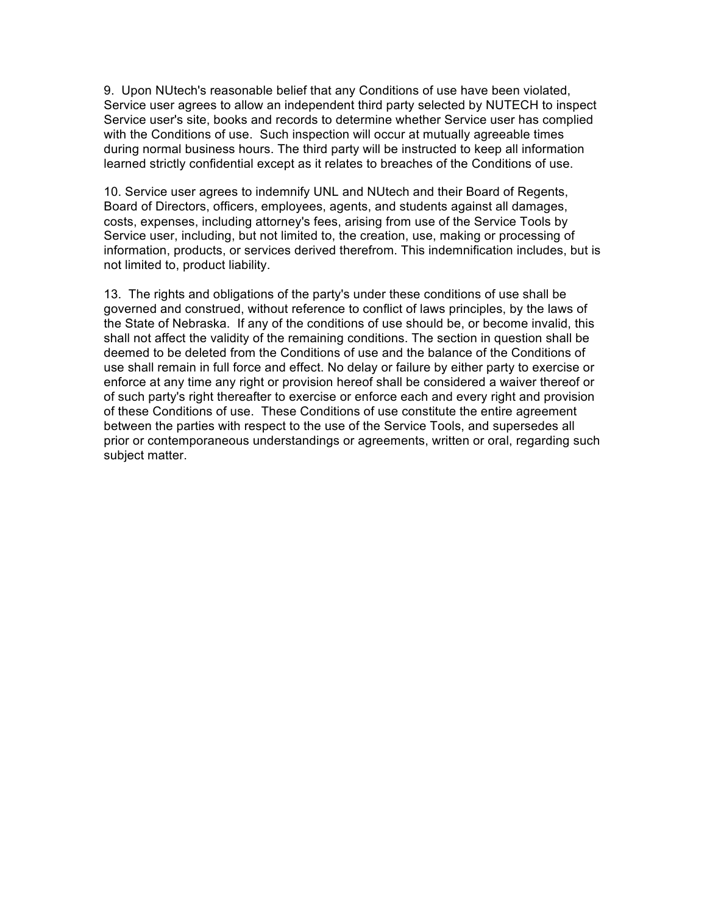9. Upon NUtech's reasonable belief that any Conditions of use have been violated, Service user agrees to allow an independent third party selected by NUTECH to inspect Service user's site, books and records to determine whether Service user has complied with the Conditions of use. Such inspection will occur at mutually agreeable times during normal business hours. The third party will be instructed to keep all information learned strictly confidential except as it relates to breaches of the Conditions of use.

10. Service user agrees to indemnify UNL and NUtech and their Board of Regents, Board of Directors, officers, employees, agents, and students against all damages, costs, expenses, including attorney's fees, arising from use of the Service Tools by Service user, including, but not limited to, the creation, use, making or processing of information, products, or services derived therefrom. This indemnification includes, but is not limited to, product liability.

13. The rights and obligations of the party's under these conditions of use shall be governed and construed, without reference to conflict of laws principles, by the laws of the State of Nebraska. If any of the conditions of use should be, or become invalid, this shall not affect the validity of the remaining conditions. The section in question shall be deemed to be deleted from the Conditions of use and the balance of the Conditions of use shall remain in full force and effect. No delay or failure by either party to exercise or enforce at any time any right or provision hereof shall be considered a waiver thereof or of such party's right thereafter to exercise or enforce each and every right and provision of these Conditions of use. These Conditions of use constitute the entire agreement between the parties with respect to the use of the Service Tools, and supersedes all prior or contemporaneous understandings or agreements, written or oral, regarding such subject matter.